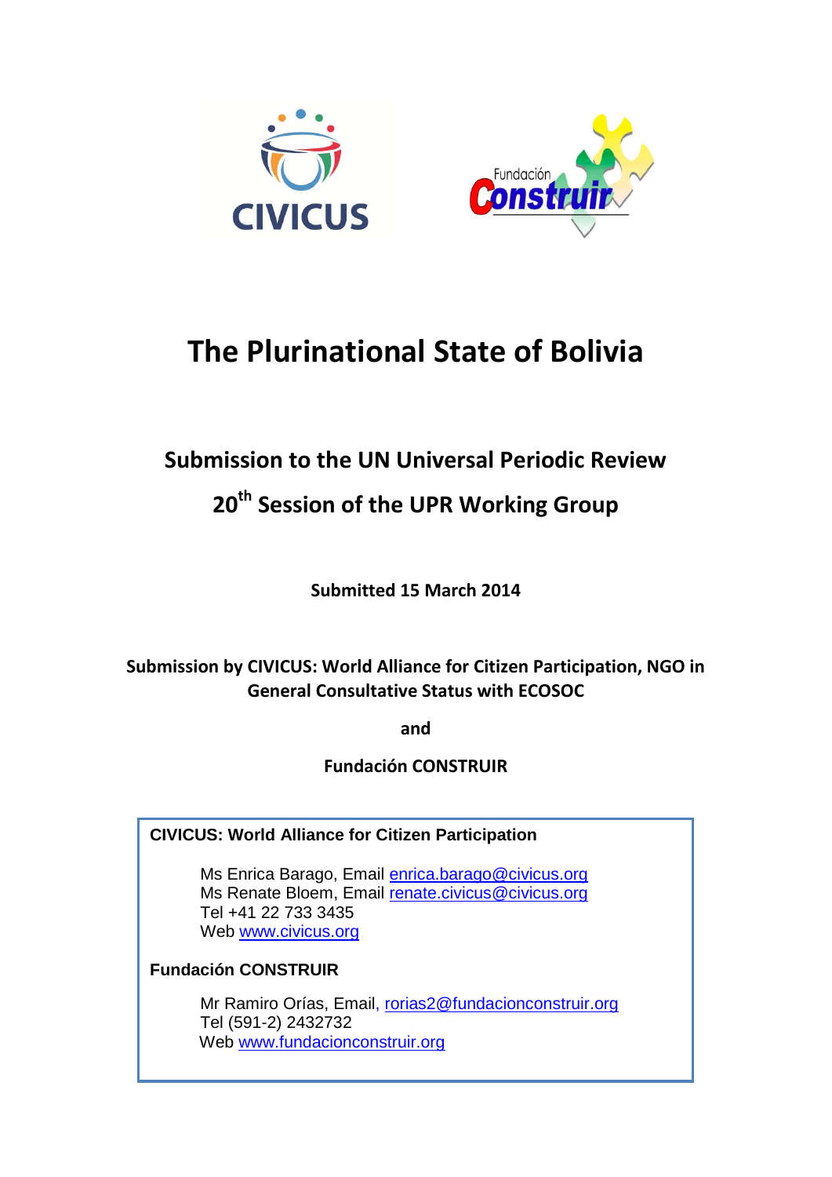# The Plurinational State of Bolivia

## Submission to the UN Universal Periodic Review

## 20th Session of the UPR Working Group

**Submitted 15 March 2014**

**Submission by CIVICUS: World Alliance for Citizen Participation, NGO in General Consultative Status with ECOSOC**

**and**

**Fundación CONSTRUIR**

**CIVICUS: World Alliance for Citizen Participation**

Ms Enrica Barago, Email enrica.barago@civicus.org
Ms Renate Bloem, Email renate.civicus@civicus.org
Tel +41 22 733 3435
Web www.civicus.org

**Fundación CONSTRUIR**

Mr Ramiro Orías, Email, rorias2@fundacionconstruir.org
Tel (591-2) 2432732
Web www.fundacionconstruir.org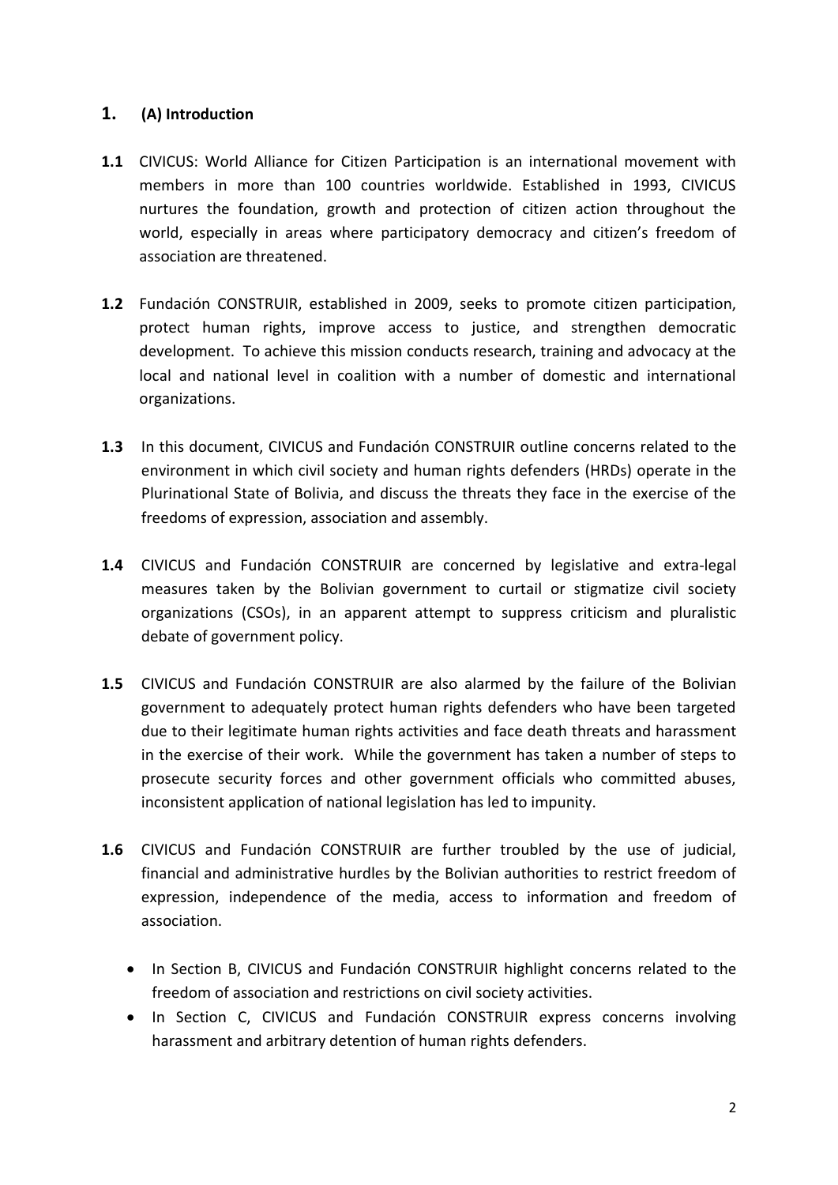## 1. (A) Introduction

**1.1** CIVICUS: World Alliance for Citizen Participation is an international movement with members in more than 100 countries worldwide. Established in 1993, CIVICUS nurtures the foundation, growth and protection of citizen action throughout the world, especially in areas where participatory democracy and citizen's freedom of association are threatened.

**1.2** Fundación CONSTRUIR, established in 2009, seeks to promote citizen participation, protect human rights, improve access to justice, and strengthen democratic development. To achieve this mission conducts research, training and advocacy at the local and national level in coalition with a number of domestic and international organizations.

**1.3** In this document, CIVICUS and Fundación CONSTRUIR outline concerns related to the environment in which civil society and human rights defenders (HRDs) operate in the Plurinational State of Bolivia, and discuss the threats they face in the exercise of the freedoms of expression, association and assembly.

**1.4** CIVICUS and Fundación CONSTRUIR are concerned by legislative and extra-legal measures taken by the Bolivian government to curtail or stigmatize civil society organizations (CSOs), in an apparent attempt to suppress criticism and pluralistic debate of government policy.

**1.5** CIVICUS and Fundación CONSTRUIR are also alarmed by the failure of the Bolivian government to adequately protect human rights defenders who have been targeted due to their legitimate human rights activities and face death threats and harassment in the exercise of their work. While the government has taken a number of steps to prosecute security forces and other government officials who committed abuses, inconsistent application of national legislation has led to impunity.

**1.6** CIVICUS and Fundación CONSTRUIR are further troubled by the use of judicial, financial and administrative hurdles by the Bolivian authorities to restrict freedom of expression, independence of the media, access to information and freedom of association.

- In Section B, CIVICUS and Fundación CONSTRUIR highlight concerns related to the freedom of association and restrictions on civil society activities.
- In Section C, CIVICUS and Fundación CONSTRUIR express concerns involving harassment and arbitrary detention of human rights defenders.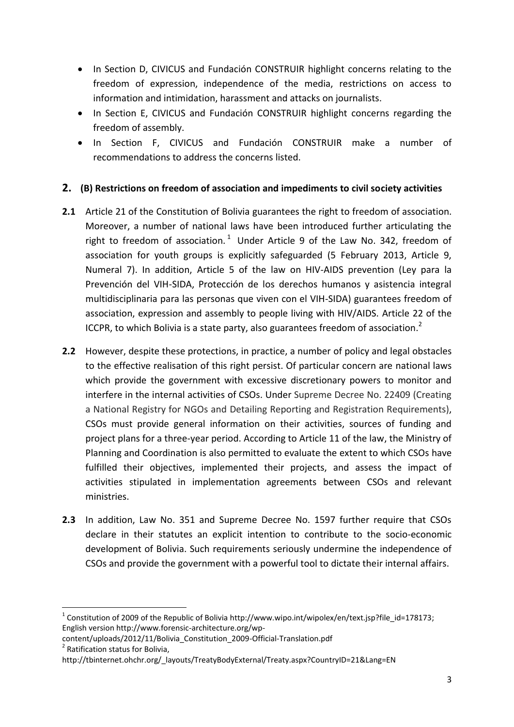- In Section D, CIVICUS and Fundación CONSTRUIR highlight concerns relating to the freedom of expression, independence of the media, restrictions on access to information and intimidation, harassment and attacks on journalists.
- In Section E, CIVICUS and Fundación CONSTRUIR highlight concerns regarding the freedom of assembly.
- In Section F, CIVICUS and Fundación CONSTRUIR make a number of recommendations to address the concerns listed.

## 2. (B) Restrictions on freedom of association and impediments to civil society activities

**2.1** Article 21 of the Constitution of Bolivia guarantees the right to freedom of association. Moreover, a number of national laws have been introduced further articulating the right to freedom of association.[1] Under Article 9 of the Law No. 342, freedom of association for youth groups is explicitly safeguarded (5 February 2013, Article 9, Numeral 7). In addition, Article 5 of the law on HIV-AIDS prevention (Ley para la Prevención del VIH-SIDA, Protección de los derechos humanos y asistencia integral multidisciplinaria para las personas que viven con el VIH-SIDA) guarantees freedom of association, expression and assembly to people living with HIV/AIDS. Article 22 of the ICCPR, to which Bolivia is a state party, also guarantees freedom of association.[2]

**2.2** However, despite these protections, in practice, a number of policy and legal obstacles to the effective realisation of this right persist. Of particular concern are national laws which provide the government with excessive discretionary powers to monitor and interfere in the internal activities of CSOs. Under Supreme Decree No. 22409 (Creating a National Registry for NGOs and Detailing Reporting and Registration Requirements), CSOs must provide general information on their activities, sources of funding and project plans for a three-year period. According to Article 11 of the law, the Ministry of Planning and Coordination is also permitted to evaluate the extent to which CSOs have fulfilled their objectives, implemented their projects, and assess the impact of activities stipulated in implementation agreements between CSOs and relevant ministries.

**2.3** In addition, Law No. 351 and Supreme Decree No. 1597 further require that CSOs declare in their statutes an explicit intention to contribute to the socio-economic development of Bolivia. Such requirements seriously undermine the independence of CSOs and provide the government with a powerful tool to dictate their internal affairs.

---

[1] Constitution of 2009 of the Republic of Bolivia http://www.wipo.int/wipolex/en/text.jsp?file_id=178173; English version http://www.forensic-architecture.org/wp-content/uploads/2012/11/Bolivia_Constitution_2009-Official-Translation.pdf

[2] Ratification status for Bolivia, http://tbinternet.ohchr.org/_layouts/TreatyBodyExternal/Treaty.aspx?CountryID=21&Lang=EN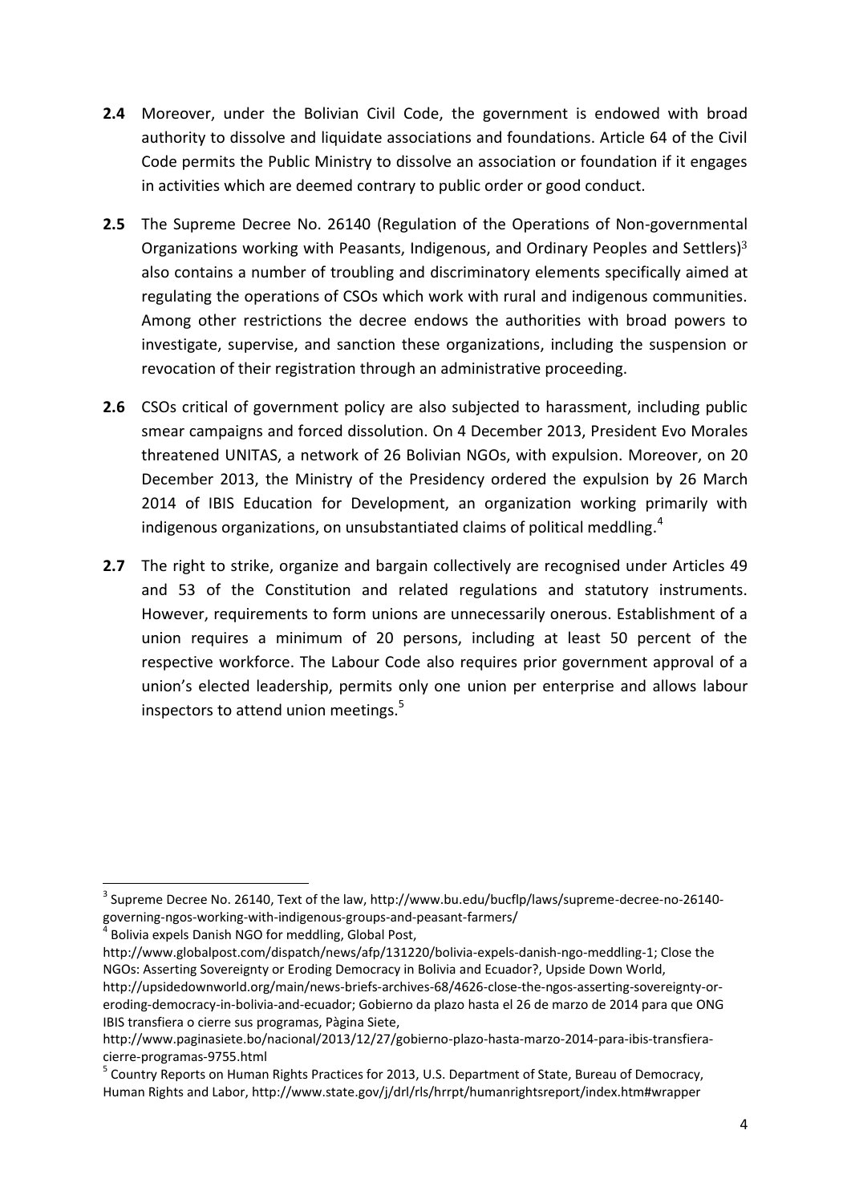**2.4** Moreover, under the Bolivian Civil Code, the government is endowed with broad authority to dissolve and liquidate associations and foundations. Article 64 of the Civil Code permits the Public Ministry to dissolve an association or foundation if it engages in activities which are deemed contrary to public order or good conduct.

**2.5** The Supreme Decree No. 26140 (Regulation of the Operations of Non-governmental Organizations working with Peasants, Indigenous, and Ordinary Peoples and Settlers)[3] also contains a number of troubling and discriminatory elements specifically aimed at regulating the operations of CSOs which work with rural and indigenous communities. Among other restrictions the decree endows the authorities with broad powers to investigate, supervise, and sanction these organizations, including the suspension or revocation of their registration through an administrative proceeding.

**2.6** CSOs critical of government policy are also subjected to harassment, including public smear campaigns and forced dissolution. On 4 December 2013, President Evo Morales threatened UNITAS, a network of 26 Bolivian NGOs, with expulsion. Moreover, on 20 December 2013, the Ministry of the Presidency ordered the expulsion by 26 March 2014 of IBIS Education for Development, an organization working primarily with indigenous organizations, on unsubstantiated claims of political meddling.[4]

**2.7** The right to strike, organize and bargain collectively are recognised under Articles 49 and 53 of the Constitution and related regulations and statutory instruments. However, requirements to form unions are unnecessarily onerous. Establishment of a union requires a minimum of 20 persons, including at least 50 percent of the respective workforce. The Labour Code also requires prior government approval of a union's elected leadership, permits only one union per enterprise and allows labour inspectors to attend union meetings.[5]

---

[3] Supreme Decree No. 26140, Text of the law, http://www.bu.edu/bucflp/laws/supreme-decree-no-26140-governing-ngos-working-with-indigenous-groups-and-peasant-farmers/

[4] Bolivia expels Danish NGO for meddling, Global Post, http://www.globalpost.com/dispatch/news/afp/131220/bolivia-expels-danish-ngo-meddling-1; Close the NGOs: Asserting Sovereignty or Eroding Democracy in Bolivia and Ecuador?, Upside Down World, http://upsidedownworld.org/main/news-briefs-archives-68/4626-close-the-ngos-asserting-sovereignty-or-eroding-democracy-in-bolivia-and-ecuador; Gobierno da plazo hasta el 26 de marzo de 2014 para que ONG IBIS transfiera o cierre sus programas, Pàgina Siete, http://www.paginasiete.bo/nacional/2013/12/27/gobierno-plazo-hasta-marzo-2014-para-ibis-transfiera-cierre-programas-9755.html

[5] Country Reports on Human Rights Practices for 2013, U.S. Department of State, Bureau of Democracy, Human Rights and Labor, http://www.state.gov/j/drl/rls/hrrpt/humanrightsreport/index.htm#wrapper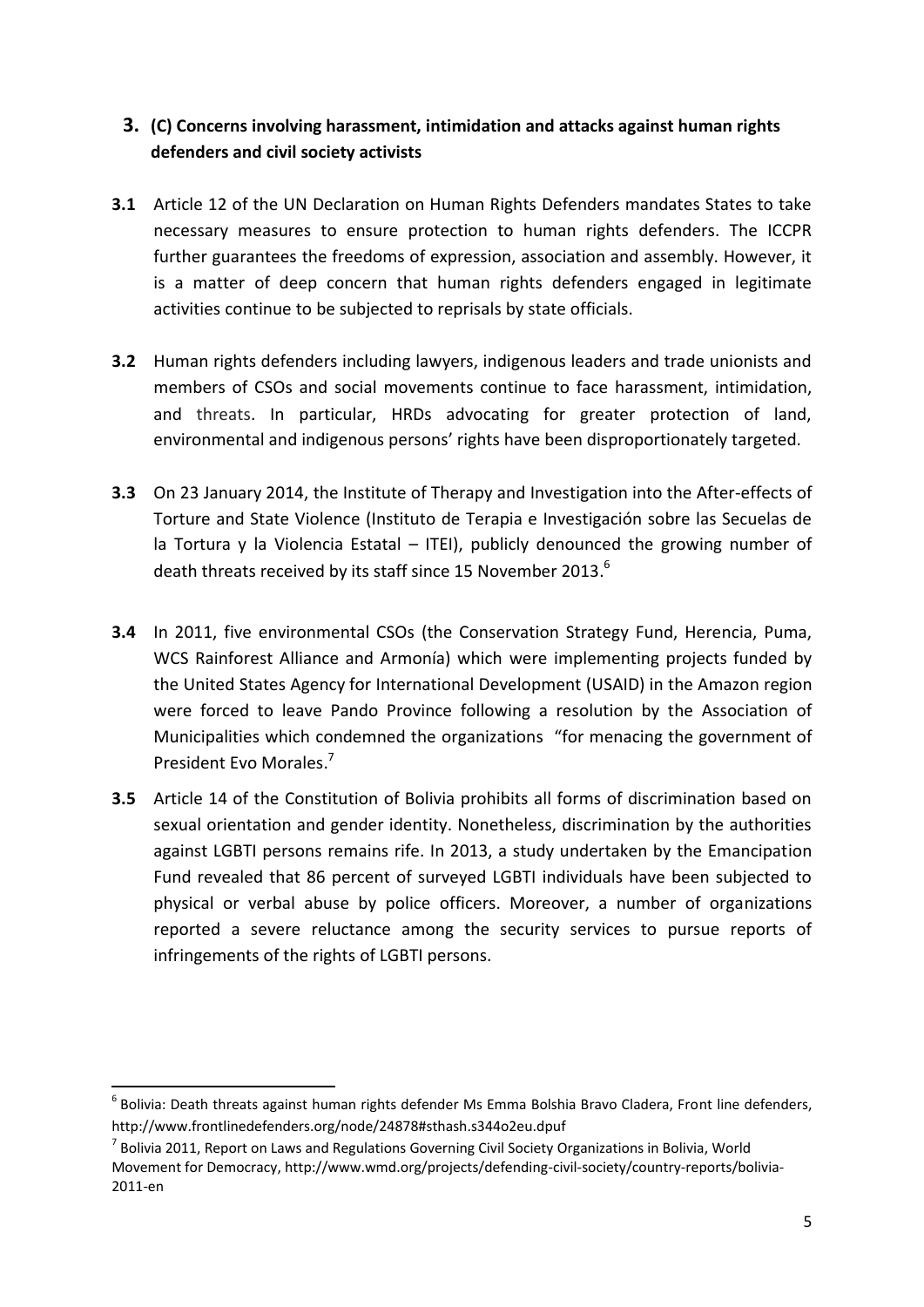## 3. (C) Concerns involving harassment, intimidation and attacks against human rights defenders and civil society activists

**3.1** Article 12 of the UN Declaration on Human Rights Defenders mandates States to take necessary measures to ensure protection to human rights defenders. The ICCPR further guarantees the freedoms of expression, association and assembly. However, it is a matter of deep concern that human rights defenders engaged in legitimate activities continue to be subjected to reprisals by state officials.

**3.2** Human rights defenders including lawyers, indigenous leaders and trade unionists and members of CSOs and social movements continue to face harassment, intimidation, and threats. In particular, HRDs advocating for greater protection of land, environmental and indigenous persons' rights have been disproportionately targeted.

**3.3** On 23 January 2014, the Institute of Therapy and Investigation into the After-effects of Torture and State Violence (Instituto de Terapia e Investigación sobre las Secuelas de la Tortura y la Violencia Estatal – ITEI), publicly denounced the growing number of death threats received by its staff since 15 November 2013.[6]

**3.4** In 2011, five environmental CSOs (the Conservation Strategy Fund, Herencia, Puma, WCS Rainforest Alliance and Armonía) which were implementing projects funded by the United States Agency for International Development (USAID) in the Amazon region were forced to leave Pando Province following a resolution by the Association of Municipalities which condemned the organizations "for menacing the government of President Evo Morales.[7]

**3.5** Article 14 of the Constitution of Bolivia prohibits all forms of discrimination based on sexual orientation and gender identity. Nonetheless, discrimination by the authorities against LGBTI persons remains rife. In 2013, a study undertaken by the Emancipation Fund revealed that 86 percent of surveyed LGBTI individuals have been subjected to physical or verbal abuse by police officers. Moreover, a number of organizations reported a severe reluctance among the security services to pursue reports of infringements of the rights of LGBTI persons.

---

[6] Bolivia: Death threats against human rights defender Ms Emma Bolshia Bravo Cladera, Front line defenders, http://www.frontlinedefenders.org/node/24878#sthash.s344o2eu.dpuf

[7] Bolivia 2011, Report on Laws and Regulations Governing Civil Society Organizations in Bolivia, World Movement for Democracy, http://www.wmd.org/projects/defending-civil-society/country-reports/bolivia-2011-en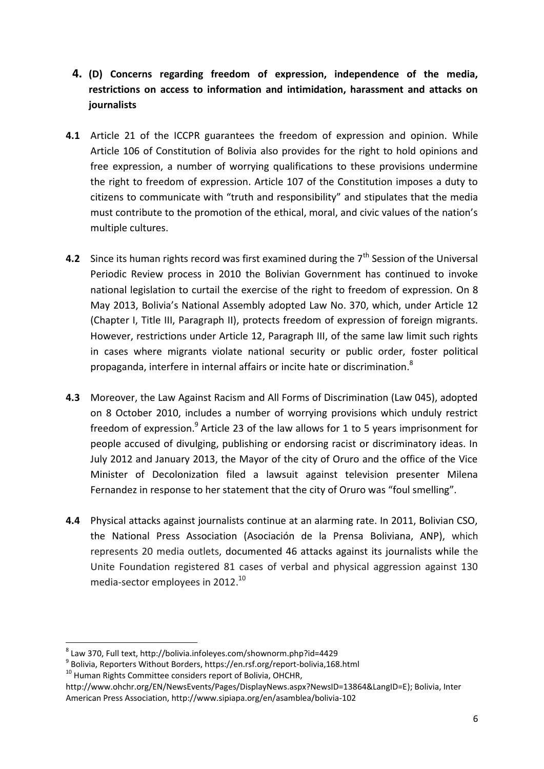## 4. (D) Concerns regarding freedom of expression, independence of the media, restrictions on access to information and intimidation, harassment and attacks on journalists

**4.1** Article 21 of the ICCPR guarantees the freedom of expression and opinion. While Article 106 of Constitution of Bolivia also provides for the right to hold opinions and free expression, a number of worrying qualifications to these provisions undermine the right to freedom of expression. Article 107 of the Constitution imposes a duty to citizens to communicate with "truth and responsibility" and stipulates that the media must contribute to the promotion of the ethical, moral, and civic values of the nation's multiple cultures.

**4.2** Since its human rights record was first examined during the 7th Session of the Universal Periodic Review process in 2010 the Bolivian Government has continued to invoke national legislation to curtail the exercise of the right to freedom of expression. On 8 May 2013, Bolivia's National Assembly adopted Law No. 370, which, under Article 12 (Chapter I, Title III, Paragraph II), protects freedom of expression of foreign migrants. However, restrictions under Article 12, Paragraph III, of the same law limit such rights in cases where migrants violate national security or public order, foster political propaganda, interfere in internal affairs or incite hate or discrimination.[8]

**4.3** Moreover, the Law Against Racism and All Forms of Discrimination (Law 045), adopted on 8 October 2010, includes a number of worrying provisions which unduly restrict freedom of expression.[9] Article 23 of the law allows for 1 to 5 years imprisonment for people accused of divulging, publishing or endorsing racist or discriminatory ideas. In July 2012 and January 2013, the Mayor of the city of Oruro and the office of the Vice Minister of Decolonization filed a lawsuit against television presenter Milena Fernandez in response to her statement that the city of Oruro was "foul smelling".

**4.4** Physical attacks against journalists continue at an alarming rate. In 2011, Bolivian CSO, the National Press Association (Asociación de la Prensa Boliviana, ANP), which represents 20 media outlets, documented 46 attacks against its journalists while the Unite Foundation registered 81 cases of verbal and physical aggression against 130 media-sector employees in 2012.[10]

---

[8] Law 370, Full text, http://bolivia.infoleyes.com/shownorm.php?id=4429

[9] Bolivia, Reporters Without Borders, https://en.rsf.org/report-bolivia,168.html

[10] Human Rights Committee considers report of Bolivia, OHCHR, http://www.ohchr.org/EN/NewsEvents/Pages/DisplayNews.aspx?NewsID=13864&LangID=E); Bolivia, Inter American Press Association, http://www.sipiapa.org/en/asamblea/bolivia-102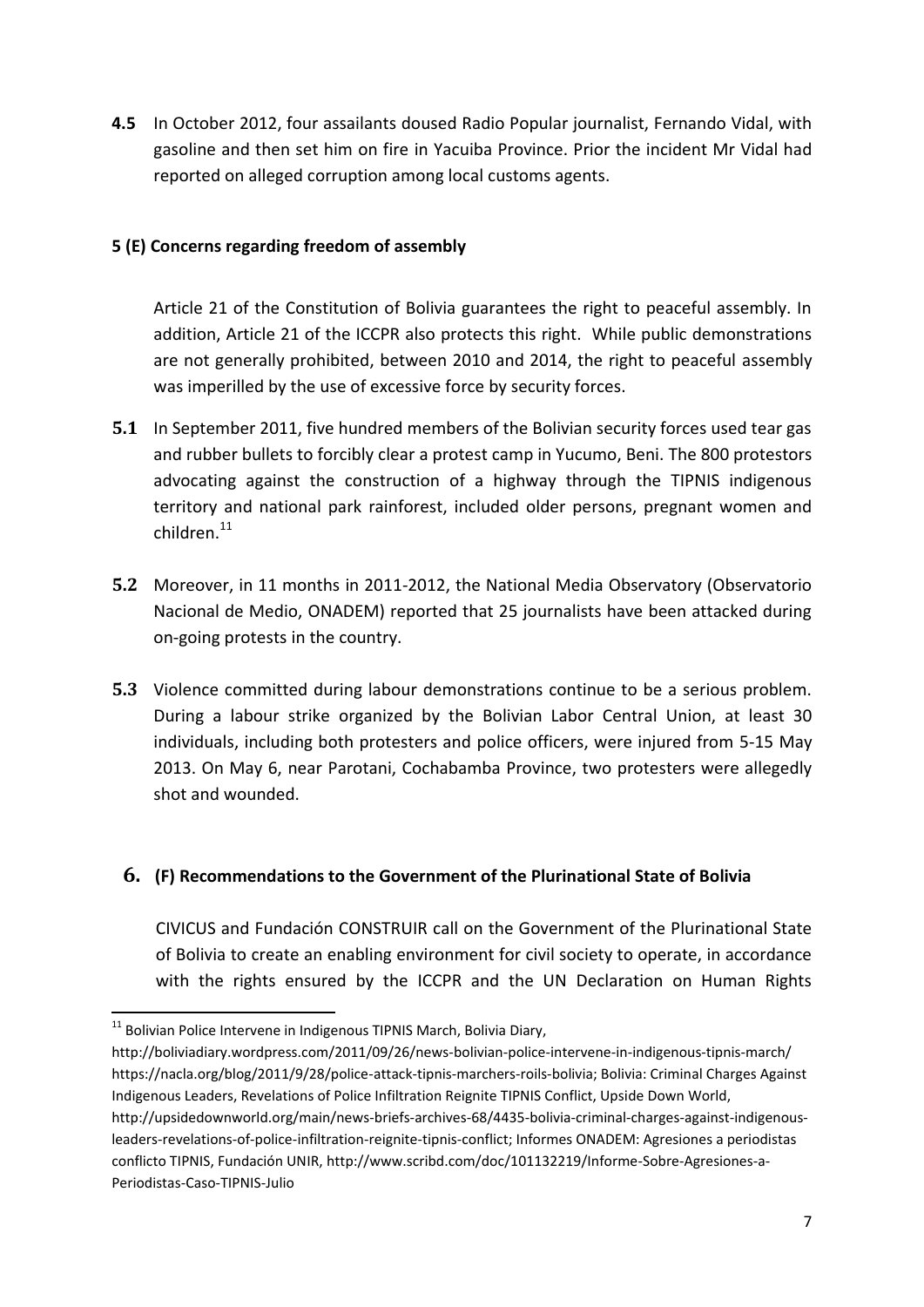**4.5** In October 2012, four assailants doused Radio Popular journalist, Fernando Vidal, with gasoline and then set him on fire in Yacuiba Province. Prior the incident Mr Vidal had reported on alleged corruption among local customs agents.

### 5 (E) Concerns regarding freedom of assembly

Article 21 of the Constitution of Bolivia guarantees the right to peaceful assembly. In addition, Article 21 of the ICCPR also protects this right. While public demonstrations are not generally prohibited, between 2010 and 2014, the right to peaceful assembly was imperilled by the use of excessive force by security forces.

**5.1** In September 2011, five hundred members of the Bolivian security forces used tear gas and rubber bullets to forcibly clear a protest camp in Yucumo, Beni. The 800 protestors advocating against the construction of a highway through the TIPNIS indigenous territory and national park rainforest, included older persons, pregnant women and children.[11]

**5.2** Moreover, in 11 months in 2011-2012, the National Media Observatory (Observatorio Nacional de Medio, ONADEM) reported that 25 journalists have been attacked during on-going protests in the country.

**5.3** Violence committed during labour demonstrations continue to be a serious problem. During a labour strike organized by the Bolivian Labor Central Union, at least 30 individuals, including both protesters and police officers, were injured from 5-15 May 2013. On May 6, near Parotani, Cochabamba Province, two protesters were allegedly shot and wounded.

### 6. (F) Recommendations to the Government of the Plurinational State of Bolivia

CIVICUS and Fundación CONSTRUIR call on the Government of the Plurinational State of Bolivia to create an enabling environment for civil society to operate, in accordance with the rights ensured by the ICCPR and the UN Declaration on Human Rights

---

[11] Bolivian Police Intervene in Indigenous TIPNIS March, Bolivia Diary, http://boliviadiary.wordpress.com/2011/09/26/news-bolivian-police-intervene-in-indigenous-tipnis-march/ https://nacla.org/blog/2011/9/28/police-attack-tipnis-marchers-roils-bolivia; Bolivia: Criminal Charges Against Indigenous Leaders, Revelations of Police Infiltration Reignite TIPNIS Conflict, Upside Down World, http://upsidedownworld.org/main/news-briefs-archives-68/4435-bolivia-criminal-charges-against-indigenous-leaders-revelations-of-police-infiltration-reignite-tipnis-conflict; Informes ONADEM: Agresiones a periodistas conflicto TIPNIS, Fundación UNIR, http://www.scribd.com/doc/101132219/Informe-Sobre-Agresiones-a-Periodistas-Caso-TIPNIS-Julio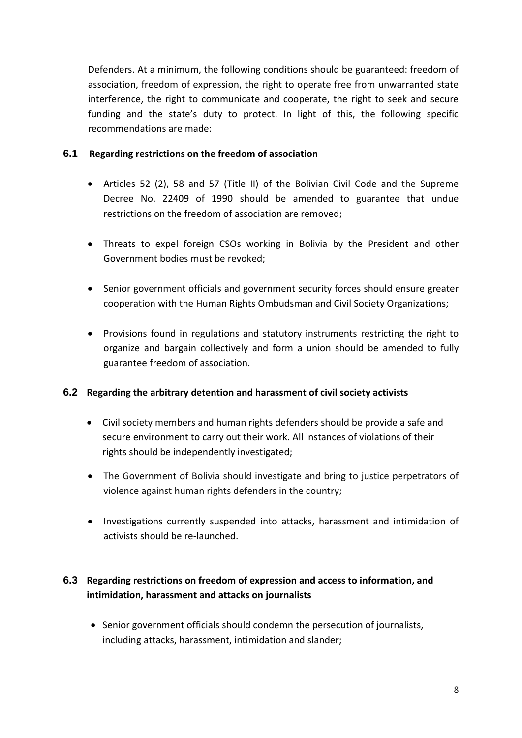Defenders. At a minimum, the following conditions should be guaranteed: freedom of association, freedom of expression, the right to operate free from unwarranted state interference, the right to communicate and cooperate, the right to seek and secure funding and the state's duty to protect. In light of this, the following specific recommendations are made:

### 6.1 Regarding restrictions on the freedom of association

- Articles 52 (2), 58 and 57 (Title II) of the Bolivian Civil Code and the Supreme Decree No. 22409 of 1990 should be amended to guarantee that undue restrictions on the freedom of association are removed;
- Threats to expel foreign CSOs working in Bolivia by the President and other Government bodies must be revoked;
- Senior government officials and government security forces should ensure greater cooperation with the Human Rights Ombudsman and Civil Society Organizations;
- Provisions found in regulations and statutory instruments restricting the right to organize and bargain collectively and form a union should be amended to fully guarantee freedom of association.

### 6.2 Regarding the arbitrary detention and harassment of civil society activists

- Civil society members and human rights defenders should be provide a safe and secure environment to carry out their work. All instances of violations of their rights should be independently investigated;
- The Government of Bolivia should investigate and bring to justice perpetrators of violence against human rights defenders in the country;
- Investigations currently suspended into attacks, harassment and intimidation of activists should be re-launched.

### 6.3 Regarding restrictions on freedom of expression and access to information, and intimidation, harassment and attacks on journalists

- Senior government officials should condemn the persecution of journalists, including attacks, harassment, intimidation and slander;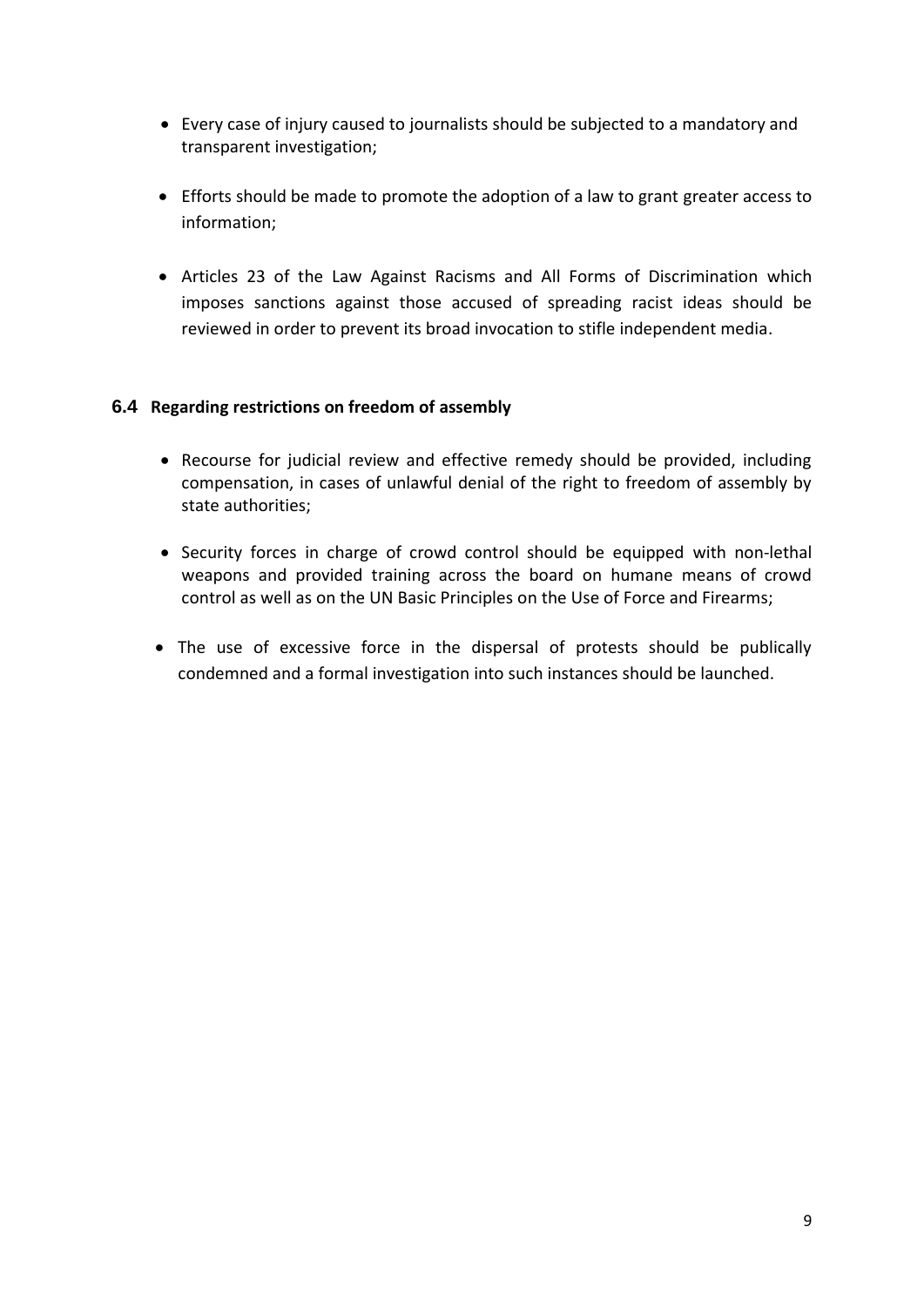- Every case of injury caused to journalists should be subjected to a mandatory and transparent investigation;
- Efforts should be made to promote the adoption of a law to grant greater access to information;
- Articles 23 of the Law Against Racisms and All Forms of Discrimination which imposes sanctions against those accused of spreading racist ideas should be reviewed in order to prevent its broad invocation to stifle independent media.

### 6.4 Regarding restrictions on freedom of assembly

- Recourse for judicial review and effective remedy should be provided, including compensation, in cases of unlawful denial of the right to freedom of assembly by state authorities;
- Security forces in charge of crowd control should be equipped with non-lethal weapons and provided training across the board on humane means of crowd control as well as on the UN Basic Principles on the Use of Force and Firearms;
- The use of excessive force in the dispersal of protests should be publically condemned and a formal investigation into such instances should be launched.